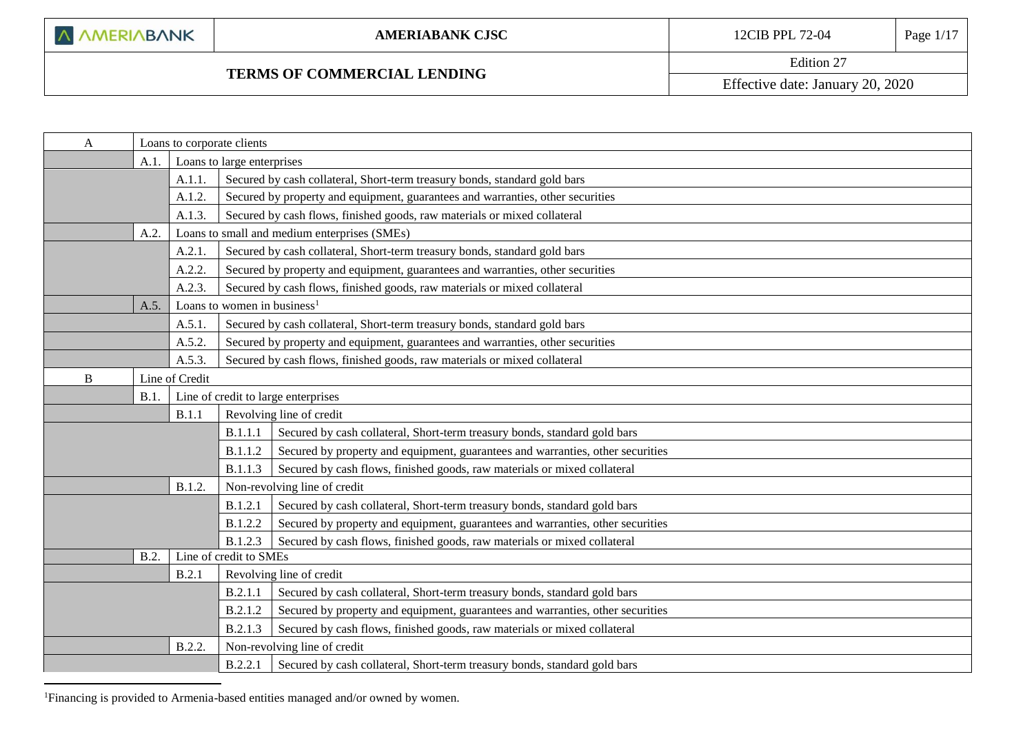# AMERIABANK CJSC

## TERMS OF COMMERCIAL LENDING

12CIB PPL 72-04

Edition 27

Effective date: January 20, 2020

| | | | | |
|---|---|---|---|---|
| A | Loans to corporate clients | | | |
| | A.1. | Loans to large enterprises | | |
| | | A.1.1. | Secured by cash collateral, Short-term treasury bonds, standard gold bars | |
| | | A.1.2. | Secured by property and equipment, guarantees and warranties, other securities | |
| | | A.1.3. | Secured by cash flows, finished goods, raw materials or mixed collateral | |
| | A.2. | Loans to small and medium enterprises (SMEs) | | |
| | | A.2.1. | Secured by cash collateral, Short-term treasury bonds, standard gold bars | |
| | | A.2.2. | Secured by property and equipment, guarantees and warranties, other securities | |
| | | A.2.3. | Secured by cash flows, finished goods, raw materials or mixed collateral | |
| | A.5. | Loans to women in business[1] | | |
| | | A.5.1. | Secured by cash collateral, Short-term treasury bonds, standard gold bars | |
| | | A.5.2. | Secured by property and equipment, guarantees and warranties, other securities | |
| | | A.5.3. | Secured by cash flows, finished goods, raw materials or mixed collateral | |
| B | Line of Credit | | | |
| | B.1. | Line of credit to large enterprises | | |
| | | B.1.1 | Revolving line of credit | |
| | | | B.1.1.1 | Secured by cash collateral, Short-term treasury bonds, standard gold bars |
| | | | B.1.1.2 | Secured by property and equipment, guarantees and warranties, other securities |
| | | | B.1.1.3 | Secured by cash flows, finished goods, raw materials or mixed collateral |
| | | B.1.2. | Non-revolving line of credit | |
| | | | B.1.2.1 | Secured by cash collateral, Short-term treasury bonds, standard gold bars |
| | | | B.1.2.2 | Secured by property and equipment, guarantees and warranties, other securities |
| | | | B.1.2.3 | Secured by cash flows, finished goods, raw materials or mixed collateral |
| | B.2. | Line of credit to SMEs | | |
| | | B.2.1 | Revolving line of credit | |
| | | | B.2.1.1 | Secured by cash collateral, Short-term treasury bonds, standard gold bars |
| | | | B.2.1.2 | Secured by property and equipment, guarantees and warranties, other securities |
| | | | B.2.1.3 | Secured by cash flows, finished goods, raw materials or mixed collateral |
| | | B.2.2. | Non-revolving line of credit | |
| | | | B.2.2.1 | Secured by cash collateral, Short-term treasury bonds, standard gold bars |

[1] Financing is provided to Armenia-based entities managed and/or owned by women.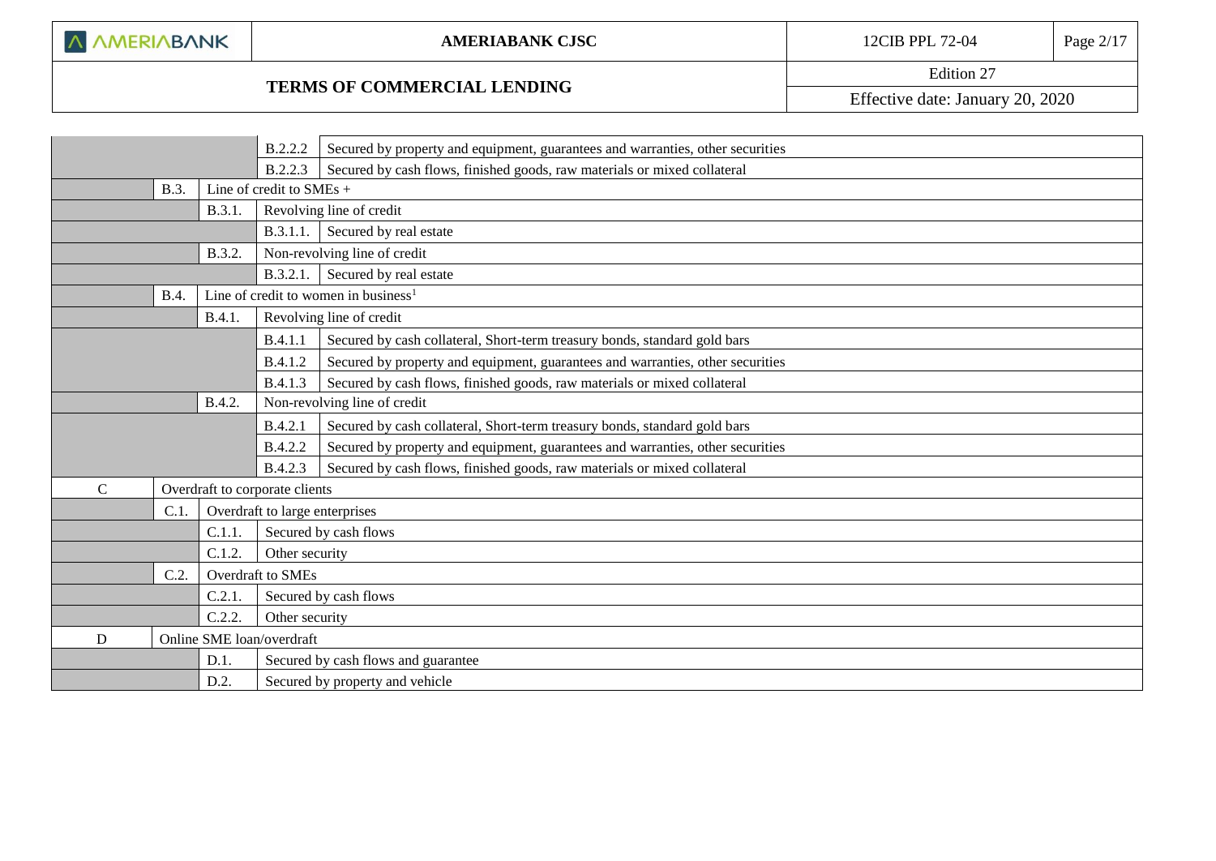| | | | | |
|---|---|---|---|---|
| | | | B.2.2.2 | Secured by property and equipment, guarantees and warranties, other securities |
| | | | B.2.2.3 | Secured by cash flows, finished goods, raw materials or mixed collateral |
| | B.3. | Line of credit to SMEs + | | |
| | | B.3.1. | Revolving line of credit | |
| | | | B.3.1.1. | Secured by real estate |
| | | B.3.2. | Non-revolving line of credit | |
| | | | B.3.2.1. | Secured by real estate |
| | B.4. | Line of credit to women in business[1] | | |
| | | B.4.1. | Revolving line of credit | |
| | | | B.4.1.1 | Secured by cash collateral, Short-term treasury bonds, standard gold bars |
| | | | B.4.1.2 | Secured by property and equipment, guarantees and warranties, other securities |
| | | | B.4.1.3 | Secured by cash flows, finished goods, raw materials or mixed collateral |
| | | B.4.2. | Non-revolving line of credit | |
| | | | B.4.2.1 | Secured by cash collateral, Short-term treasury bonds, standard gold bars |
| | | | B.4.2.2 | Secured by property and equipment, guarantees and warranties, other securities |
| | | | B.4.2.3 | Secured by cash flows, finished goods, raw materials or mixed collateral |
| C | Overdraft to corporate clients | | | |
| | C.1. | Overdraft to large enterprises | | |
| | | C.1.1. | Secured by cash flows | |
| | | C.1.2. | Other security | |
| | C.2. | Overdraft to SMEs | | |
| | | C.2.1. | Secured by cash flows | |
| | | C.2.2. | Other security | |
| D | Online SME loan/overdraft | | | |
| | | D.1. | Secured by cash flows and guarantee | |
| | | D.2. | Secured by property and vehicle | |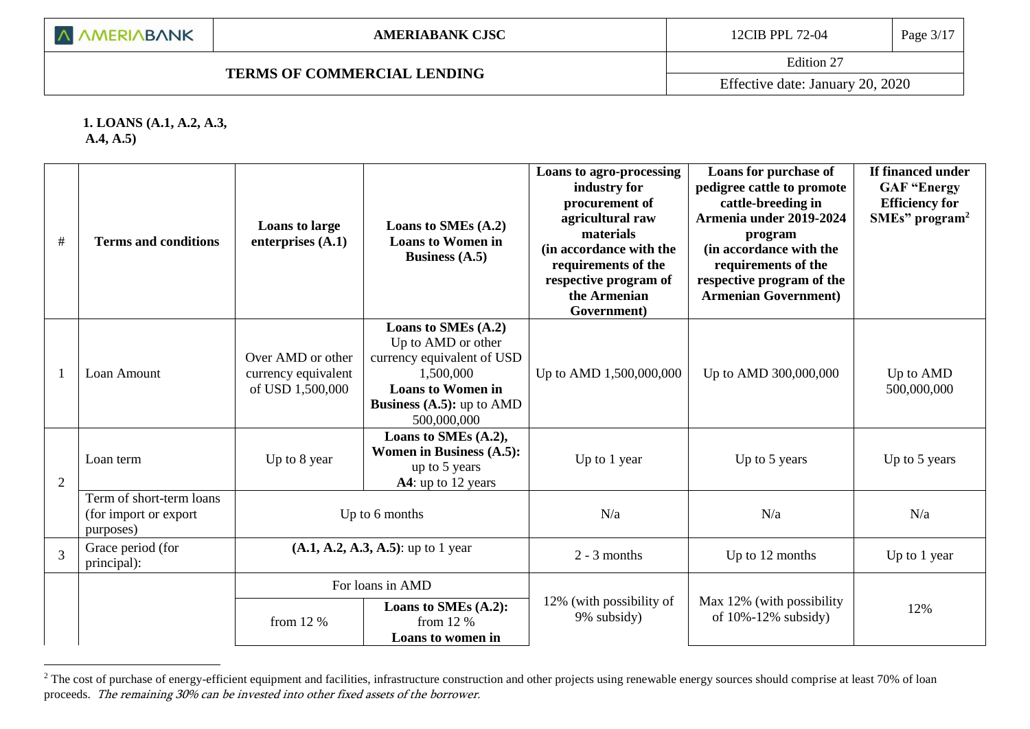**1. LOANS (A.1, A.2, A.3, A.4, A.5)**

| # | Terms and conditions | Loans to large enterprises (A.1) | Loans to SMEs (A.2) Loans to Women in Business (A.5) | Loans to agro-processing industry for procurement of agricultural raw materials (in accordance with the requirements of the respective program of the Armenian Government) | Loans for purchase of pedigree cattle to promote cattle-breeding in Armenia under 2019-2024 program (in accordance with the requirements of the respective program of the Armenian Government) | If financed under GAF "Energy Efficiency for SMEs" program[2] |
|---|---|---|---|---|---|---|
| 1 | Loan Amount | Over AMD or other currency equivalent of USD 1,500,000 | **Loans to SMEs (A.2)** Up to AMD or other currency equivalent of USD 1,500,000 **Loans to Women in Business (A.5):** up to AMD 500,000,000 | Up to AMD 1,500,000,000 | Up to AMD 300,000,000 | Up to AMD 500,000,000 |
| 2 | Loan term | Up to 8 year | **Loans to SMEs (A.2), Women in Business (A.5):** up to 5 years **A4**: up to 12 years | Up to 1 year | Up to 5 years | Up to 5 years |
| | Term of short-term loans (for import or export purposes) | Up to 6 months | | N/a | N/a | N/a |
| 3 | Grace period (for principal): | **(A.1, A.2, A.3, A.5)**: up to 1 year | | 2 - 3 months | Up to 12 months | Up to 1 year |
| | | For loans in AMD | | 12% (with possibility of 9% subsidy) | Max 12% (with possibility of 10%-12% subsidy) | 12% |
| | | from 12 % | **Loans to SMEs (A.2):** from 12 % **Loans to women in** | | | |

[2] The cost of purchase of energy-efficient equipment and facilities, infrastructure construction and other projects using renewable energy sources should comprise at least 70% of loan proceeds. *The remaining 30% can be invested into other fixed assets of the borrower.*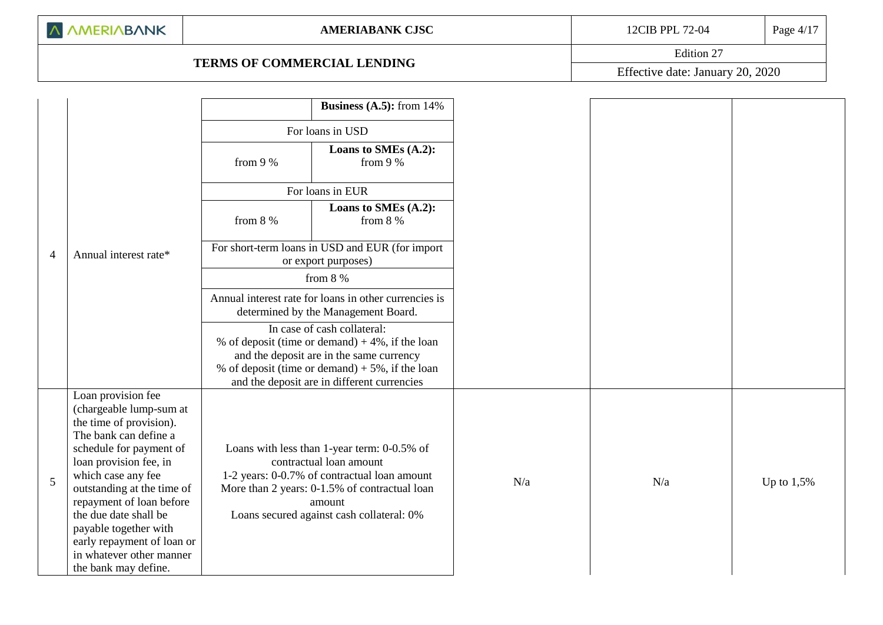| | | | | | | |
|---|---|---|---|---|---|---|
| 4 | Annual interest rate* | | **Business (A.5):** from 14% | | | |
| | | For loans in USD | | | | |
| | | from 9 % | **Loans to SMEs (A.2):** from 9 % | | | |
| | | For loans in EUR | | | | |
| | | from 8 % | **Loans to SMEs (A.2):** from 8 % | | | |
| | | For short-term loans in USD and EUR (for import or export purposes) | | | | |
| | | from 8 % | | | | |
| | | Annual interest rate for loans in other currencies is determined by the Management Board. | | | | |
| | | In case of cash collateral:<br>% of deposit (time or demand) + 4%, if the loan and the deposit are in the same currency<br>% of deposit (time or demand) + 5%, if the loan and the deposit are in different currencies | | | | |
| 5 | Loan provision fee (chargeable lump-sum at the time of provision). The bank can define a schedule for payment of loan provision fee, in which case any fee outstanding at the time of repayment of loan before the due date shall be payable together with early repayment of loan or in whatever other manner the bank may define. | Loans with less than 1-year term: 0-0.5% of contractual loan amount<br>1-2 years: 0-0.7% of contractual loan amount<br>More than 2 years: 0-1.5% of contractual loan amount<br>Loans secured against cash collateral: 0% | | N/a | N/a | Up to 1,5% |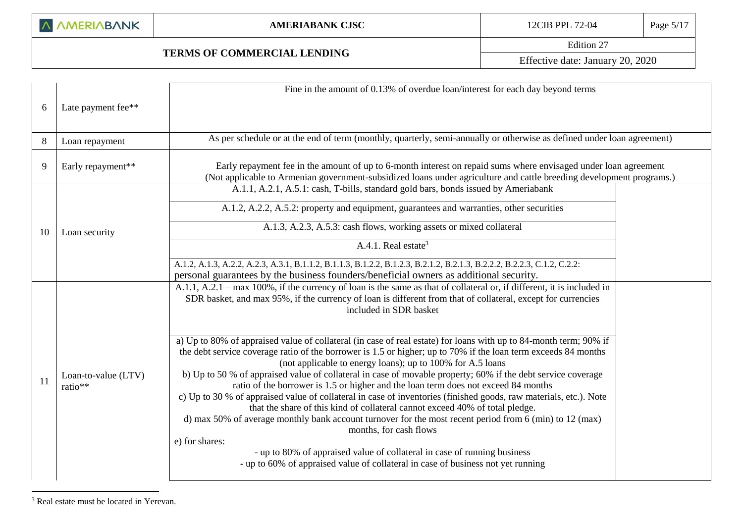| | | | |
|---|---|---|---|
| 6 | Late payment fee** | Fine in the amount of 0.13% of overdue loan/interest for each day beyond terms | |
| 8 | Loan repayment | As per schedule or at the end of term (monthly, quarterly, semi-annually or otherwise as defined under loan agreement) | |
| 9 | Early repayment** | Early repayment fee in the amount of up to 6-month interest on repaid sums where envisaged under loan agreement (Not applicable to Armenian government-subsidized loans under agriculture and cattle breeding development programs.) | |
| 10 | Loan security | A.1.1, A.2.1, A.5.1: cash, T-bills, standard gold bars, bonds issued by Ameriabank | |
| | | A.1.2, A.2.2, A.5.2: property and equipment, guarantees and warranties, other securities | |
| | | A.1.3, A.2.3, A.5.3: cash flows, working assets or mixed collateral | |
| | | A.4.1. Real estate[3] | |
| | | A.1.2, A.1.3, A.2.2, A.2.3, A.3.1, B.1.1.2, B.1.1.3, B.1.2.2, B.1.2.3, B.2.1.2, B.2.1.3, B.2.2.2, B.2.2.3, C.1.2, C.2.2: personal guarantees by the business founders/beneficial owners as additional security. | |
| 11 | Loan-to-value (LTV) ratio** | A.1.1, A.2.1 – max 100%, if the currency of loan is the same as that of collateral or, if different, it is included in SDR basket, and max 95%, if the currency of loan is different from that of collateral, except for currencies included in SDR basket | |
| | | a) Up to 80% of appraised value of collateral (in case of real estate) for loans with up to 84-month term; 90% if the debt service coverage ratio of the borrower is 1.5 or higher; up to 70% if the loan term exceeds 84 months (not applicable to energy loans); up to 100% for A.5 loans<br>b) Up to 50 % of appraised value of collateral in case of movable property; 60% if the debt service coverage ratio of the borrower is 1.5 or higher and the loan term does not exceed 84 months<br>c) Up to 30 % of appraised value of collateral in case of inventories (finished goods, raw materials, etc.). Note that the share of this kind of collateral cannot exceed 40% of total pledge.<br>d) max 50% of average monthly bank account turnover for the most recent period from 6 (min) to 12 (max) months, for cash flows<br>e) for shares:<br>- up to 80% of appraised value of collateral in case of running business<br>- up to 60% of appraised value of collateral in case of business not yet running | |

[3] Real estate must be located in Yerevan.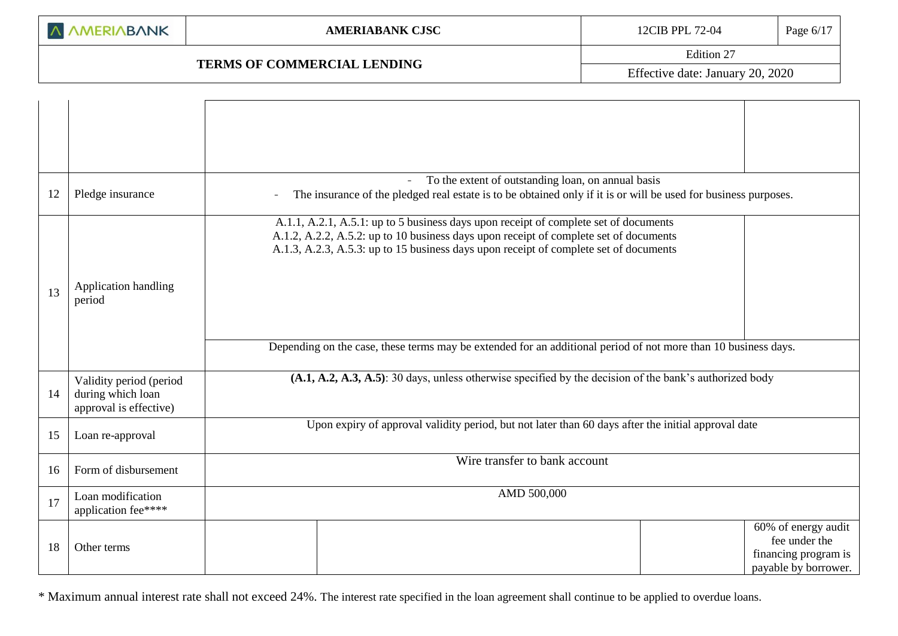| | | | | | |
|---|---|---|---|---|---|
| | | | | | |
| 12 | Pledge insurance | - To the extent of outstanding loan, on annual basis<br>- The insurance of the pledged real estate is to be obtained only if it is or will be used for business purposes. | | | |
| 13 | Application handling period | A.1.1, A.2.1, A.5.1: up to 5 business days upon receipt of complete set of documents<br>A.1.2, A.2.2, A.5.2: up to 10 business days upon receipt of complete set of documents<br>A.1.3, A.2.3, A.5.3: up to 15 business days upon receipt of complete set of documents | | | |
| | | Depending on the case, these terms may be extended for an additional period of not more than 10 business days. | | | |
| 14 | Validity period (period during which loan approval is effective) | **(A.1, A.2, A.3, A.5)**: 30 days, unless otherwise specified by the decision of the bank's authorized body | | | |
| 15 | Loan re-approval | Upon expiry of approval validity period, but not later than 60 days after the initial approval date | | | |
| 16 | Form of disbursement | Wire transfer to bank account | | | |
| 17 | Loan modification application fee**** | AMD 500,000 | | | |
| 18 | Other terms | | | | 60% of energy audit fee under the financing program is payable by borrower. |

\* Maximum annual interest rate shall not exceed 24%. The interest rate specified in the loan agreement shall continue to be applied to overdue loans.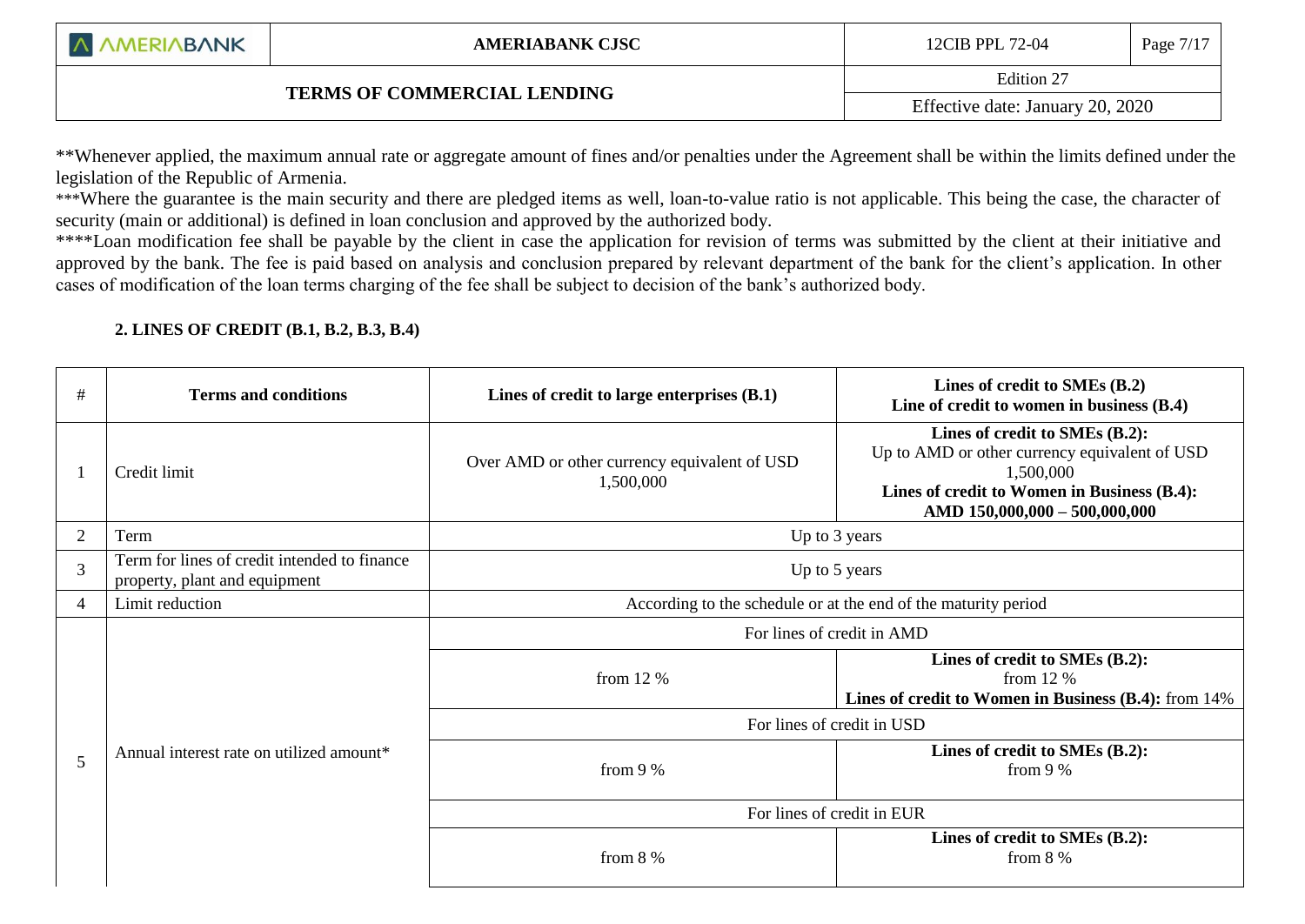**Whenever applied, the maximum annual rate or aggregate amount of fines and/or penalties under the Agreement shall be within the limits defined under the legislation of the Republic of Armenia.

***Where the guarantee is the main security and there are pledged items as well, loan-to-value ratio is not applicable. This being the case, the character of security (main or additional) is defined in loan conclusion and approved by the authorized body.

****Loan modification fee shall be payable by the client in case the application for revision of terms was submitted by the client at their initiative and approved by the bank. The fee is paid based on analysis and conclusion prepared by relevant department of the bank for the client's application. In other cases of modification of the loan terms charging of the fee shall be subject to decision of the bank's authorized body.

## 2. LINES OF CREDIT (B.1, B.2, B.3, B.4)

| # | Terms and conditions | Lines of credit to large enterprises (B.1) | Lines of credit to SMEs (B.2) Line of credit to women in business (B.4) |
|---|---|---|---|
| 1 | Credit limit | Over AMD or other currency equivalent of USD 1,500,000 | **Lines of credit to SMEs (B.2):** Up to AMD or other currency equivalent of USD 1,500,000 **Lines of credit to Women in Business (B.4): AMD 150,000,000 – 500,000,000** |
| 2 | Term | Up to 3 years | |
| 3 | Term for lines of credit intended to finance property, plant and equipment | Up to 5 years | |
| 4 | Limit reduction | According to the schedule or at the end of the maturity period | |
| 5 | Annual interest rate on utilized amount* | For lines of credit in AMD | |
| | | from 12 % | **Lines of credit to SMEs (B.2):** from 12 % **Lines of credit to Women in Business (B.4):** from 14% |
| | | For lines of credit in USD | |
| | | from 9 % | **Lines of credit to SMEs (B.2):** from 9 % |
| | | For lines of credit in EUR | |
| | | from 8 % | **Lines of credit to SMEs (B.2):** from 8 % |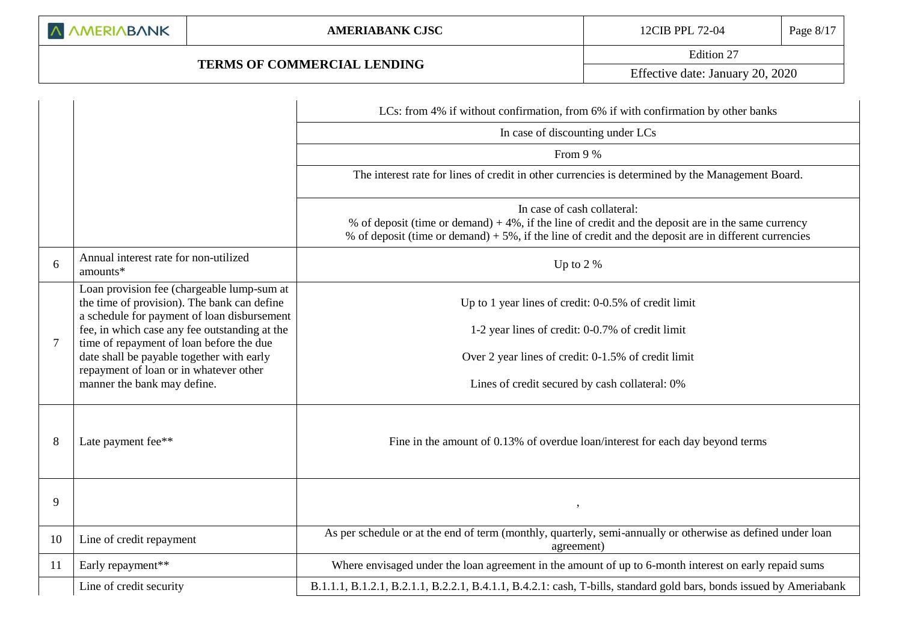| | | |
|---|---|---|
| | | LCs: from 4% if without confirmation, from 6% if with confirmation by other banks |
| | | In case of discounting under LCs |
| | | From 9 % |
| | | The interest rate for lines of credit in other currencies is determined by the Management Board. |
| | | In case of cash collateral:<br>% of deposit (time or demand) + 4%, if the line of credit and the deposit are in the same currency<br>% of deposit (time or demand) + 5%, if the line of credit and the deposit are in different currencies |
| 6 | Annual interest rate for non-utilized amounts* | Up to 2 % |
| 7 | Loan provision fee (chargeable lump-sum at the time of provision). The bank can define a schedule for payment of loan disbursement fee, in which case any fee outstanding at the time of repayment of loan before the due date shall be payable together with early repayment of loan or in whatever other manner the bank may define. | Up to 1 year lines of credit: 0-0.5% of credit limit<br><br>1-2 year lines of credit: 0-0.7% of credit limit<br><br>Over 2 year lines of credit: 0-1.5% of credit limit<br><br>Lines of credit secured by cash collateral: 0% |
| 8 | Late payment fee** | Fine in the amount of 0.13% of overdue loan/interest for each day beyond terms |
| 9 | | , |
| 10 | Line of credit repayment | As per schedule or at the end of term (monthly, quarterly, semi-annually or otherwise as defined under loan agreement) |
| 11 | Early repayment** | Where envisaged under the loan agreement in the amount of up to 6-month interest on early repaid sums |
| | Line of credit security | B.1.1.1, B.1.2.1, B.2.1.1, B.2.2.1, B.4.1.1, B.4.2.1: cash, T-bills, standard gold bars, bonds issued by Ameriabank |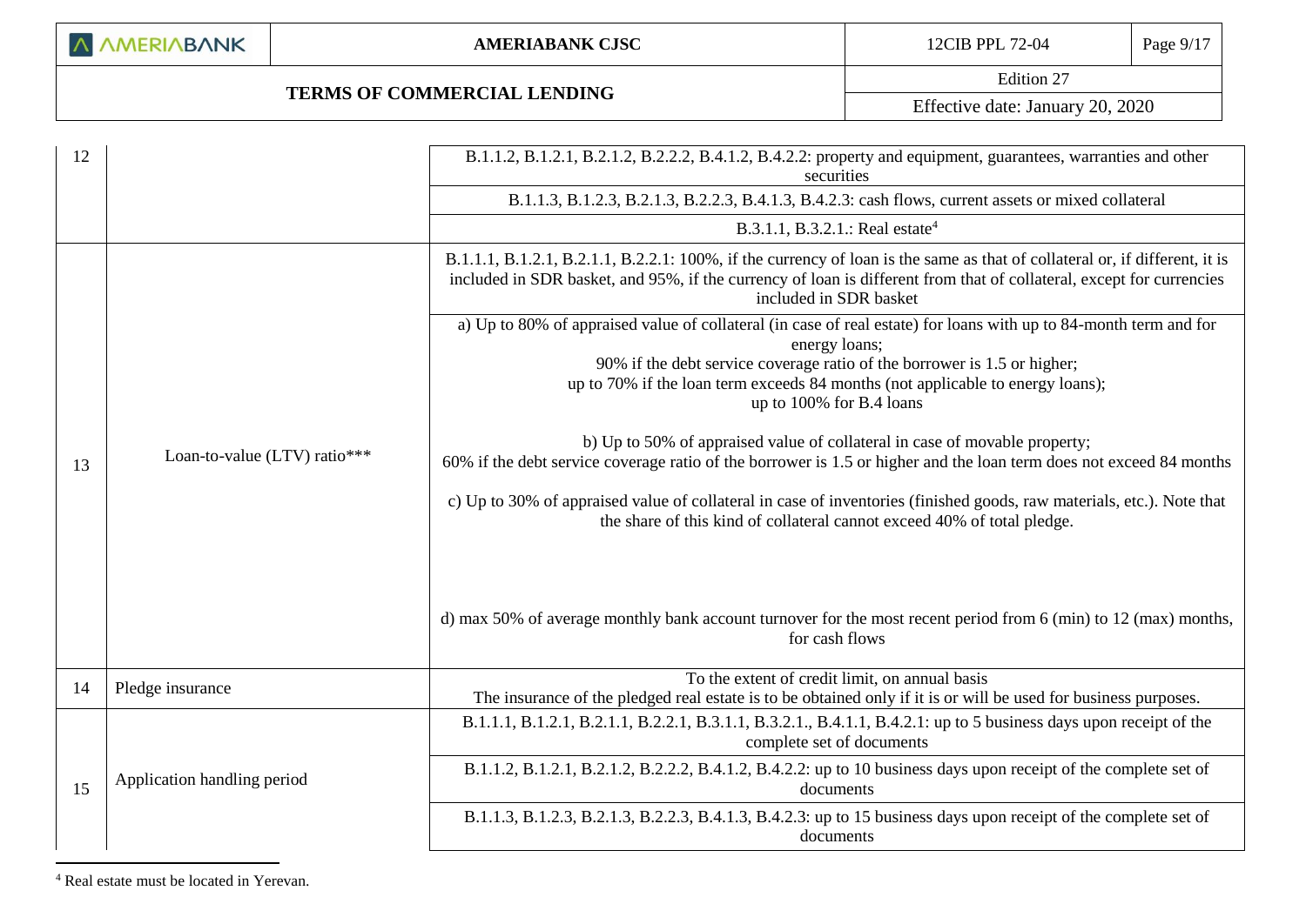| | | |
|---|---|---|
| 12 | | B.1.1.2, B.1.2.1, B.2.1.2, B.2.2.2, B.4.1.2, B.4.2.2: property and equipment, guarantees, warranties and other securities |
| | | B.1.1.3, B.1.2.3, B.2.1.3, B.2.2.3, B.4.1.3, B.4.2.3: cash flows, current assets or mixed collateral |
| | | B.3.1.1, B.3.2.1.: Real estate[4] |
| 13 | Loan-to-value (LTV) ratio*** | B.1.1.1, B.1.2.1, B.2.1.1, B.2.2.1: 100%, if the currency of loan is the same as that of collateral or, if different, it is included in SDR basket, and 95%, if the currency of loan is different from that of collateral, except for currencies included in SDR basket |
| | | a) Up to 80% of appraised value of collateral (in case of real estate) for loans with up to 84-month term and for energy loans;<br>90% if the debt service coverage ratio of the borrower is 1.5 or higher;<br>up to 70% if the loan term exceeds 84 months (not applicable to energy loans);<br>up to 100% for B.4 loans<br><br>b) Up to 50% of appraised value of collateral in case of movable property;<br>60% if the debt service coverage ratio of the borrower is 1.5 or higher and the loan term does not exceed 84 months<br><br>c) Up to 30% of appraised value of collateral in case of inventories (finished goods, raw materials, etc.). Note that the share of this kind of collateral cannot exceed 40% of total pledge.<br><br>d) max 50% of average monthly bank account turnover for the most recent period from 6 (min) to 12 (max) months, for cash flows |
| 14 | Pledge insurance | To the extent of credit limit, on annual basis<br>The insurance of the pledged real estate is to be obtained only if it is or will be used for business purposes. |
| 15 | Application handling period | B.1.1.1, B.1.2.1, B.2.1.1, B.2.2.1, B.3.1.1, B.3.2.1., B.4.1.1, B.4.2.1: up to 5 business days upon receipt of the complete set of documents |
| | | B.1.1.2, B.1.2.1, B.2.1.2, B.2.2.2, B.4.1.2, B.4.2.2: up to 10 business days upon receipt of the complete set of documents |
| | | B.1.1.3, B.1.2.3, B.2.1.3, B.2.2.3, B.4.1.3, B.4.2.3: up to 15 business days upon receipt of the complete set of documents |

[4] Real estate must be located in Yerevan.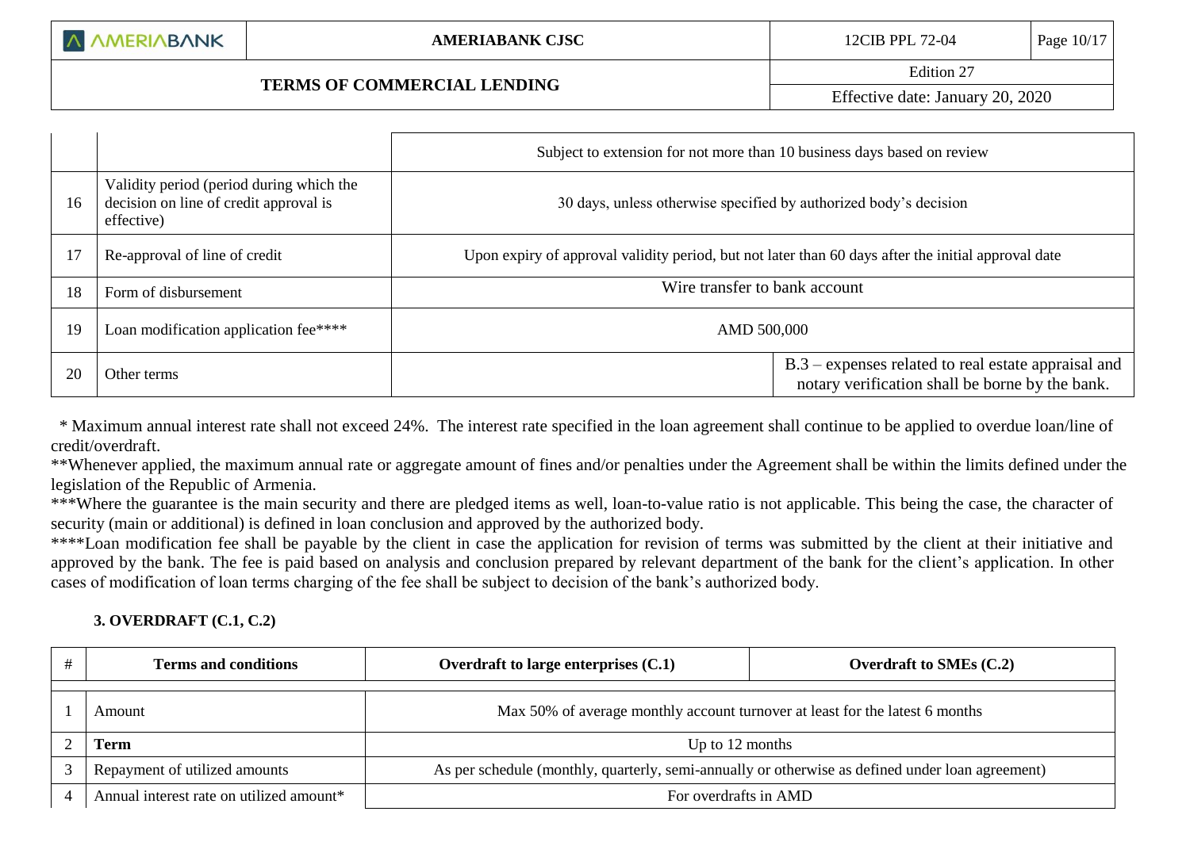| | | | |
|---|---|---|---|
| | | Subject to extension for not more than 10 business days based on review | |
| 16 | Validity period (period during which the decision on line of credit approval is effective) | 30 days, unless otherwise specified by authorized body's decision | |
| 17 | Re-approval of line of credit | Upon expiry of approval validity period, but not later than 60 days after the initial approval date | |
| 18 | Form of disbursement | Wire transfer to bank account | |
| 19 | Loan modification application fee**** | AMD 500,000 | |
| 20 | Other terms | | B.3 – expenses related to real estate appraisal and notary verification shall be borne by the bank. |

\* Maximum annual interest rate shall not exceed 24%. The interest rate specified in the loan agreement shall continue to be applied to overdue loan/line of credit/overdraft.

**Whenever applied, the maximum annual rate or aggregate amount of fines and/or penalties under the Agreement shall be within the limits defined under the legislation of the Republic of Armenia.

***Where the guarantee is the main security and there are pledged items as well, loan-to-value ratio is not applicable. This being the case, the character of security (main or additional) is defined in loan conclusion and approved by the authorized body.

****Loan modification fee shall be payable by the client in case the application for revision of terms was submitted by the client at their initiative and approved by the bank. The fee is paid based on analysis and conclusion prepared by relevant department of the bank for the client's application. In other cases of modification of loan terms charging of the fee shall be subject to decision of the bank's authorized body.

### 3. OVERDRAFT (C.1, C.2)

| # | Terms and conditions | Overdraft to large enterprises (C.1) | Overdraft to SMEs (C.2) |
|---|---|---|---|
| 1 | Amount | Max 50% of average monthly account turnover at least for the latest 6 months | |
| 2 | **Term** | Up to 12 months | |
| 3 | Repayment of utilized amounts | As per schedule (monthly, quarterly, semi-annually or otherwise as defined under loan agreement) | |
| 4 | Annual interest rate on utilized amount* | For overdrafts in AMD | |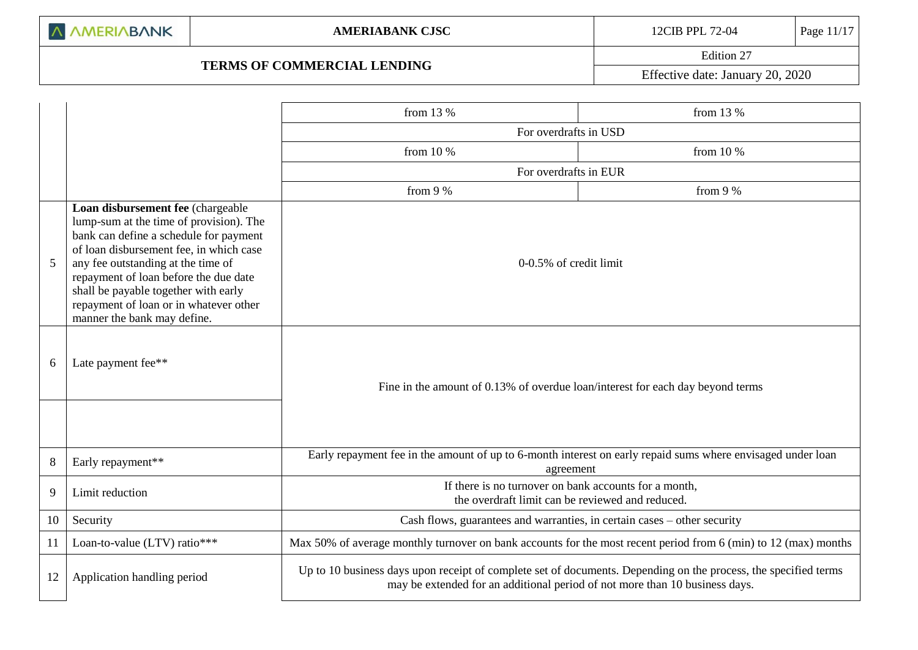| | | | |
|---|---|---|---|
| | | from 13 % | from 13 % |
| | | For overdrafts in USD | |
| | | from 10 % | from 10 % |
| | | For overdrafts in EUR | |
| | | from 9 % | from 9 % |
| 5 | **Loan disbursement fee** (chargeable lump-sum at the time of provision). The bank can define a schedule for payment of loan disbursement fee, in which case any fee outstanding at the time of repayment of loan before the due date shall be payable together with early repayment of loan or in whatever other manner the bank may define. | 0-0.5% of credit limit | |
| 6 | Late payment fee** | Fine in the amount of 0.13% of overdue loan/interest for each day beyond terms | |
| | | | |
| 8 | Early repayment** | Early repayment fee in the amount of up to 6-month interest on early repaid sums where envisaged under loan agreement | |
| 9 | Limit reduction | If there is no turnover on bank accounts for a month, the overdraft limit can be reviewed and reduced. | |
| 10 | Security | Cash flows, guarantees and warranties, in certain cases – other security | |
| 11 | Loan-to-value (LTV) ratio*** | Max 50% of average monthly turnover on bank accounts for the most recent period from 6 (min) to 12 (max) months | |
| 12 | Application handling period | Up to 10 business days upon receipt of complete set of documents. Depending on the process, the specified terms may be extended for an additional period of not more than 10 business days. | |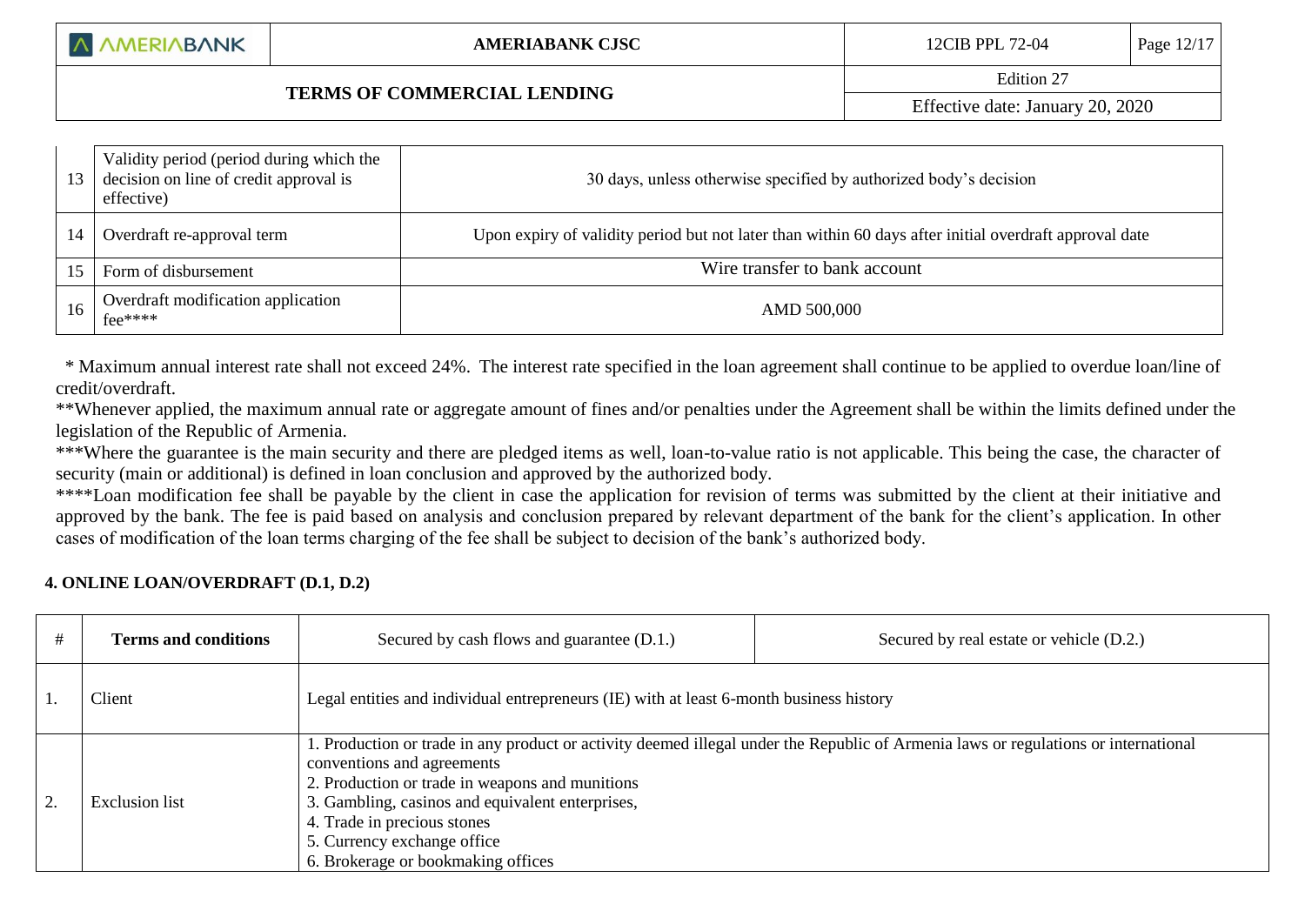| | | |
|---|---|---|
| 13 | Validity period (period during which the decision on line of credit approval is effective) | 30 days, unless otherwise specified by authorized body's decision |
| 14 | Overdraft re-approval term | Upon expiry of validity period but not later than within 60 days after initial overdraft approval date |
| 15 | Form of disbursement | Wire transfer to bank account |
| 16 | Overdraft modification application fee**** | AMD 500,000 |

* Maximum annual interest rate shall not exceed 24%. The interest rate specified in the loan agreement shall continue to be applied to overdue loan/line of credit/overdraft.

**Whenever applied, the maximum annual rate or aggregate amount of fines and/or penalties under the Agreement shall be within the limits defined under the legislation of the Republic of Armenia.

***Where the guarantee is the main security and there are pledged items as well, loan-to-value ratio is not applicable. This being the case, the character of security (main or additional) is defined in loan conclusion and approved by the authorized body.

****Loan modification fee shall be payable by the client in case the application for revision of terms was submitted by the client at their initiative and approved by the bank. The fee is paid based on analysis and conclusion prepared by relevant department of the bank for the client's application. In other cases of modification of the loan terms charging of the fee shall be subject to decision of the bank's authorized body.

**4. ONLINE LOAN/OVERDRAFT (D.1, D.2)**

| # | Terms and conditions | Secured by cash flows and guarantee (D.1.) | Secured by real estate or vehicle (D.2.) |
|---|---|---|---|
| 1. | Client | Legal entities and individual entrepreneurs (IE) with at least 6-month business history | |
| 2. | Exclusion list | 1. Production or trade in any product or activity deemed illegal under the Republic of Armenia laws or regulations or international conventions and agreements<br>2. Production or trade in weapons and munitions<br>3. Gambling, casinos and equivalent enterprises,<br>4. Trade in precious stones<br>5. Currency exchange office<br>6. Brokerage or bookmaking offices | |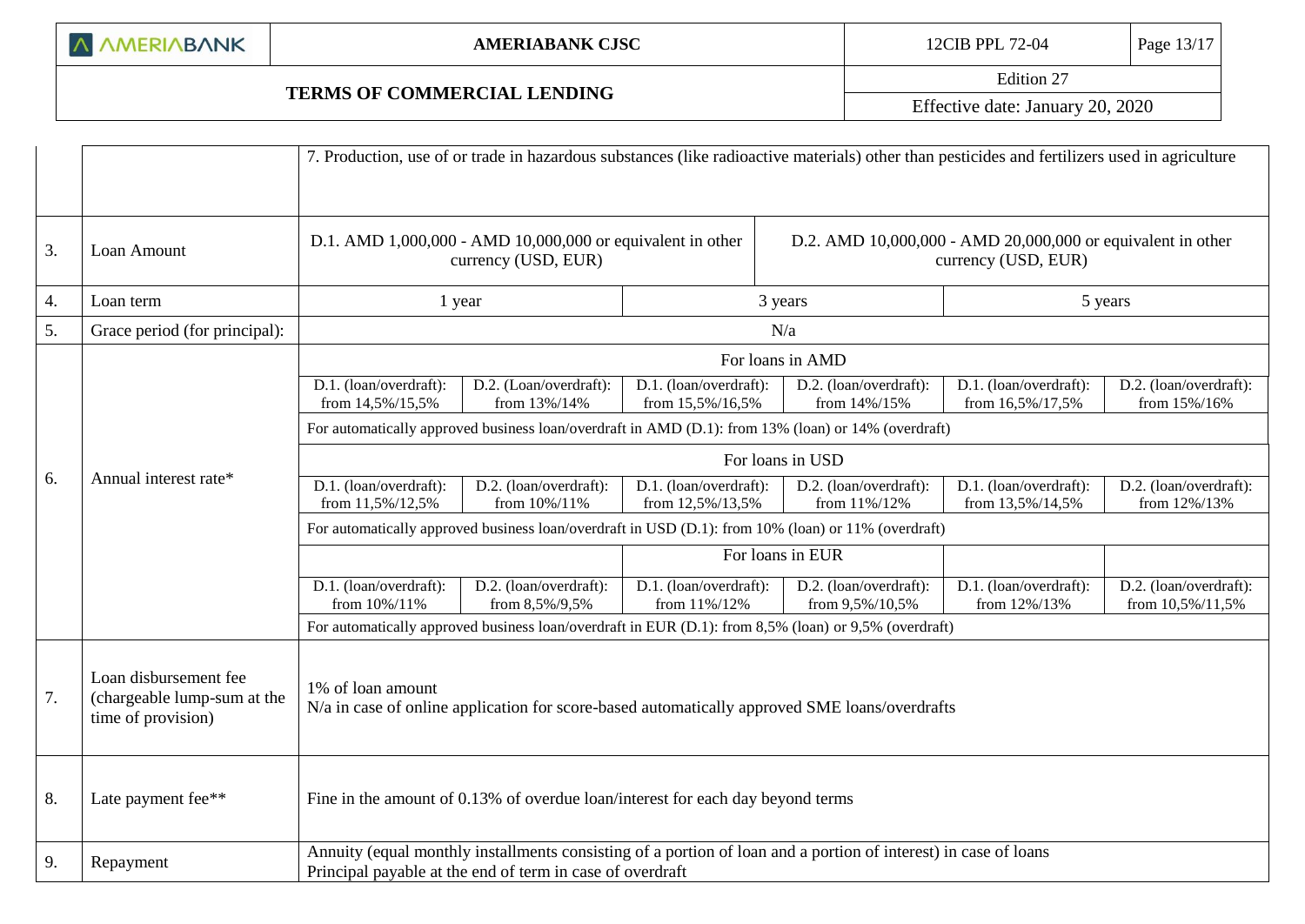| | | | | | | | |
|---|---|---|---|---|---|---|---|
| | | 7. Production, use of or trade in hazardous substances (like radioactive materials) other than pesticides and fertilizers used in agriculture | | | | | |
| 3. | Loan Amount | D.1. AMD 1,000,000 - AMD 10,000,000 or equivalent in other currency (USD, EUR) | | | D.2. AMD 10,000,000 - AMD 20,000,000 or equivalent in other currency (USD, EUR) | | |
| 4. | Loan term | 1 year | | 3 years | | 5 years | |
| 5. | Grace period (for principal): | N/a | | | | | |
| 6. | Annual interest rate* | For loans in AMD | | | | | |
| | | D.1. (loan/overdraft): from 14,5%/15,5% | D.2. (Loan/overdraft): from 13%/14% | D.1. (loan/overdraft): from 15,5%/16,5% | D.2. (loan/overdraft): from 14%/15% | D.1. (loan/overdraft): from 16,5%/17,5% | D.2. (loan/overdraft): from 15%/16% |
| | | For automatically approved business loan/overdraft in AMD (D.1): from 13% (loan) or 14% (overdraft) | | | | | |
| | | For loans in USD | | | | | |
| | | D.1. (loan/overdraft): from 11,5%/12,5% | D.2. (loan/overdraft): from 10%/11% | D.1. (loan/overdraft): from 12,5%/13,5% | D.2. (loan/overdraft): from 11%/12% | D.1. (loan/overdraft): from 13,5%/14,5% | D.2. (loan/overdraft): from 12%/13% |
| | | For automatically approved business loan/overdraft in USD (D.1): from 10% (loan) or 11% (overdraft) | | | | | |
| | | For loans in EUR | | | | | |
| | | D.1. (loan/overdraft): from 10%/11% | D.2. (loan/overdraft): from 8,5%/9,5% | D.1. (loan/overdraft): from 11%/12% | D.2. (loan/overdraft): from 9,5%/10,5% | D.1. (loan/overdraft): from 12%/13% | D.2. (loan/overdraft): from 10,5%/11,5% |
| | | For automatically approved business loan/overdraft in EUR (D.1): from 8,5% (loan) or 9,5% (overdraft) | | | | | |
| 7. | Loan disbursement fee (chargeable lump-sum at the time of provision) | 1% of loan amount<br>N/a in case of online application for score-based automatically approved SME loans/overdrafts | | | | | |
| 8. | Late payment fee** | Fine in the amount of 0.13% of overdue loan/interest for each day beyond terms | | | | | |
| 9. | Repayment | Annuity (equal monthly installments consisting of a portion of loan and a portion of interest) in case of loans<br>Principal payable at the end of term in case of overdraft | | | | | |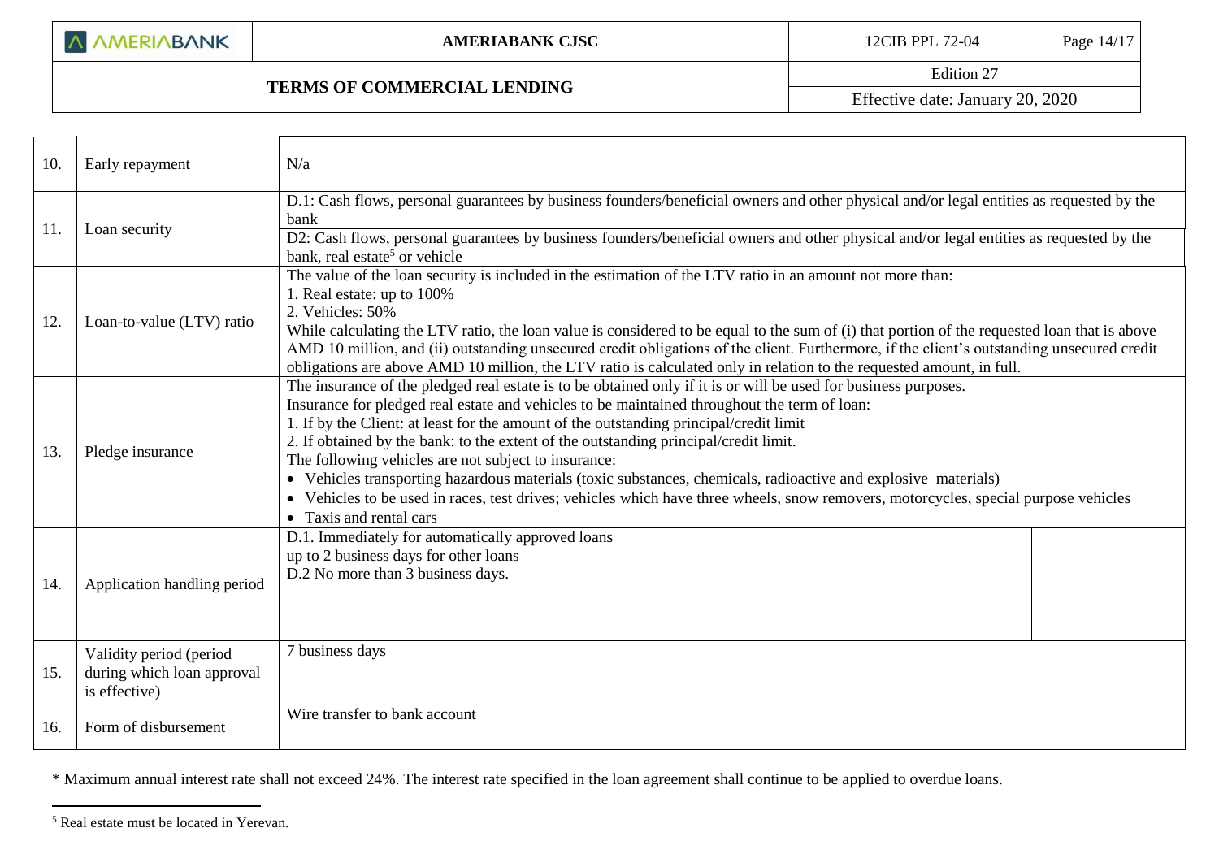| | | |
|---|---|---|
| 10. | Early repayment | N/a |
| 11. | Loan security | D.1: Cash flows, personal guarantees by business founders/beneficial owners and other physical and/or legal entities as requested by the bank<br>D2: Cash flows, personal guarantees by business founders/beneficial owners and other physical and/or legal entities as requested by the bank, real estate[5] or vehicle |
| 12. | Loan-to-value (LTV) ratio | The value of the loan security is included in the estimation of the LTV ratio in an amount not more than:<br>1. Real estate: up to 100%<br>2. Vehicles: 50%<br>While calculating the LTV ratio, the loan value is considered to be equal to the sum of (i) that portion of the requested loan that is above AMD 10 million, and (ii) outstanding unsecured credit obligations of the client. Furthermore, if the client's outstanding unsecured credit obligations are above AMD 10 million, the LTV ratio is calculated only in relation to the requested amount, in full. |
| 13. | Pledge insurance | The insurance of the pledged real estate is to be obtained only if it is or will be used for business purposes.<br>Insurance for pledged real estate and vehicles to be maintained throughout the term of loan:<br>1. If by the Client: at least for the amount of the outstanding principal/credit limit<br>2. If obtained by the bank: to the extent of the outstanding principal/credit limit.<br>The following vehicles are not subject to insurance:<br>• Vehicles transporting hazardous materials (toxic substances, chemicals, radioactive and explosive materials)<br>• Vehicles to be used in races, test drives; vehicles which have three wheels, snow removers, motorcycles, special purpose vehicles<br>• Taxis and rental cars |
| 14. | Application handling period | D.1. Immediately for automatically approved loans<br>up to 2 business days for other loans<br>D.2 No more than 3 business days. |
| 15. | Validity period (period during which loan approval is effective) | 7 business days |
| 16. | Form of disbursement | Wire transfer to bank account |

\* Maximum annual interest rate shall not exceed 24%. The interest rate specified in the loan agreement shall continue to be applied to overdue loans.

[5] Real estate must be located in Yerevan.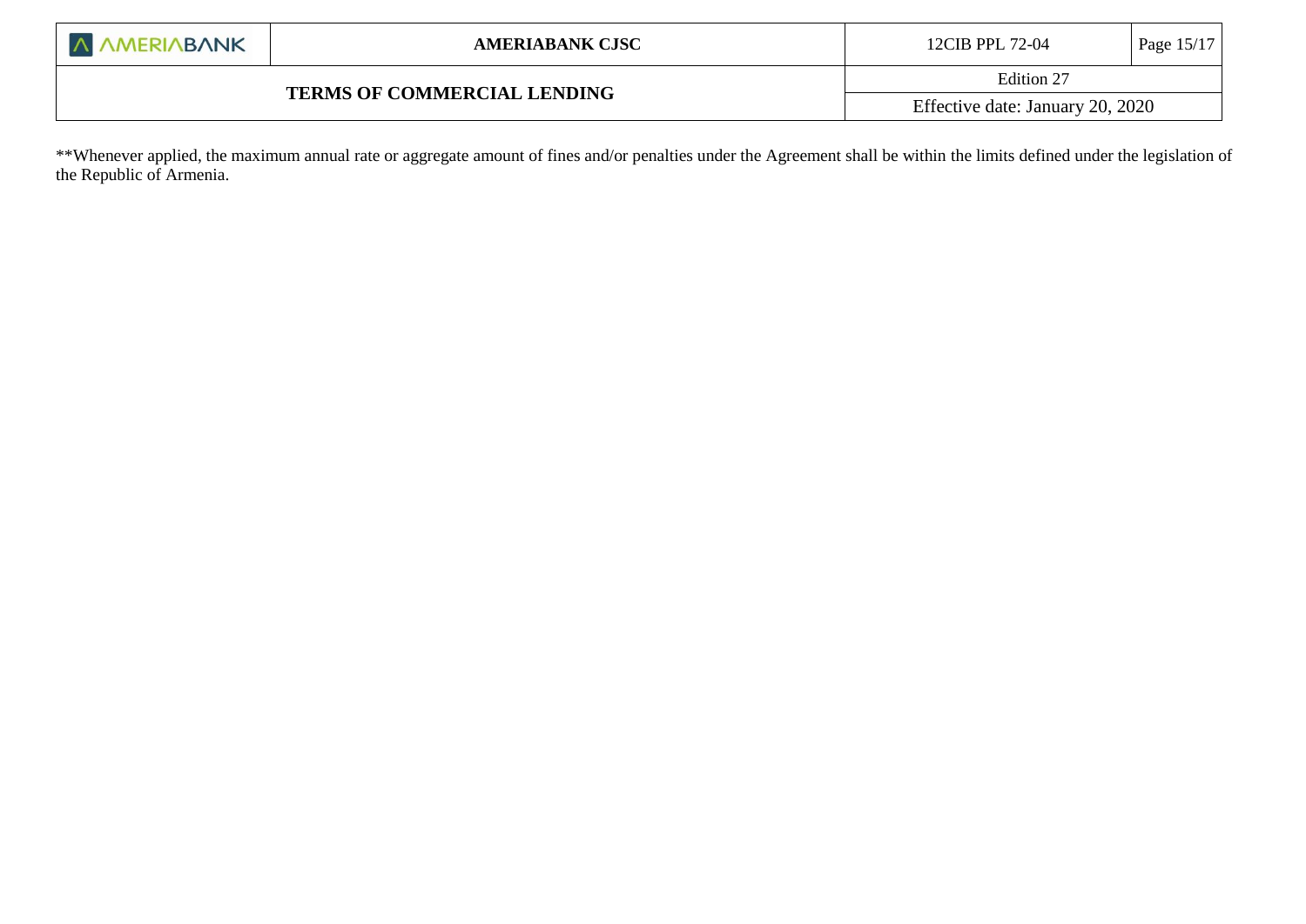**Whenever applied, the maximum annual rate or aggregate amount of fines and/or penalties under the Agreement shall be within the limits defined under the legislation of the Republic of Armenia.